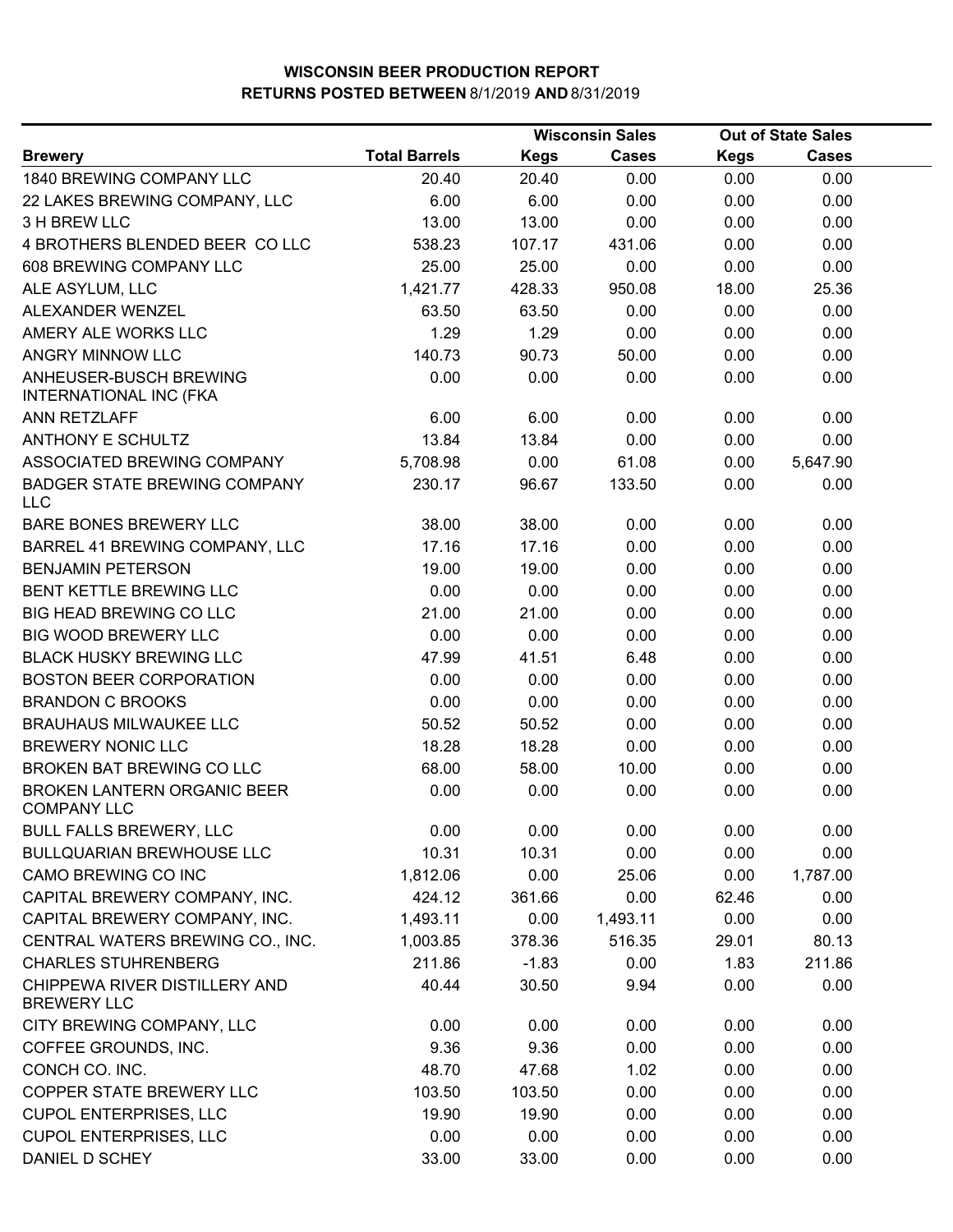# WISCONSIN BEER PRODUCTION REPORT
## RETURNS POSTED BETWEEN 8/1/2019 AND 8/31/2019

| Brewery | Total Barrels | Wisconsin Sales | | Out of State Sales | |
|---|---|---|---|---|---|
| | | Kegs | Cases | Kegs | Cases |
| 1840 BREWING COMPANY LLC | 20.40 | 20.40 | 0.00 | 0.00 | 0.00 |
| 22 LAKES BREWING COMPANY, LLC | 6.00 | 6.00 | 0.00 | 0.00 | 0.00 |
| 3 H BREW LLC | 13.00 | 13.00 | 0.00 | 0.00 | 0.00 |
| 4 BROTHERS BLENDED BEER CO LLC | 538.23 | 107.17 | 431.06 | 0.00 | 0.00 |
| 608 BREWING COMPANY LLC | 25.00 | 25.00 | 0.00 | 0.00 | 0.00 |
| ALE ASYLUM, LLC | 1,421.77 | 428.33 | 950.08 | 18.00 | 25.36 |
| ALEXANDER WENZEL | 63.50 | 63.50 | 0.00 | 0.00 | 0.00 |
| AMERY ALE WORKS LLC | 1.29 | 1.29 | 0.00 | 0.00 | 0.00 |
| ANGRY MINNOW LLC | 140.73 | 90.73 | 50.00 | 0.00 | 0.00 |
| ANHEUSER-BUSCH BREWING INTERNATIONAL INC (FKA | 0.00 | 0.00 | 0.00 | 0.00 | 0.00 |
| ANN RETZLAFF | 6.00 | 6.00 | 0.00 | 0.00 | 0.00 |
| ANTHONY E SCHULTZ | 13.84 | 13.84 | 0.00 | 0.00 | 0.00 |
| ASSOCIATED BREWING COMPANY | 5,708.98 | 0.00 | 61.08 | 0.00 | 5,647.90 |
| BADGER STATE BREWING COMPANY LLC | 230.17 | 96.67 | 133.50 | 0.00 | 0.00 |
| BARE BONES BREWERY LLC | 38.00 | 38.00 | 0.00 | 0.00 | 0.00 |
| BARREL 41 BREWING COMPANY, LLC | 17.16 | 17.16 | 0.00 | 0.00 | 0.00 |
| BENJAMIN PETERSON | 19.00 | 19.00 | 0.00 | 0.00 | 0.00 |
| BENT KETTLE BREWING LLC | 0.00 | 0.00 | 0.00 | 0.00 | 0.00 |
| BIG HEAD BREWING CO LLC | 21.00 | 21.00 | 0.00 | 0.00 | 0.00 |
| BIG WOOD BREWERY LLC | 0.00 | 0.00 | 0.00 | 0.00 | 0.00 |
| BLACK HUSKY BREWING LLC | 47.99 | 41.51 | 6.48 | 0.00 | 0.00 |
| BOSTON BEER CORPORATION | 0.00 | 0.00 | 0.00 | 0.00 | 0.00 |
| BRANDON C BROOKS | 0.00 | 0.00 | 0.00 | 0.00 | 0.00 |
| BRAUHAUS MILWAUKEE LLC | 50.52 | 50.52 | 0.00 | 0.00 | 0.00 |
| BREWERY NONIC LLC | 18.28 | 18.28 | 0.00 | 0.00 | 0.00 |
| BROKEN BAT BREWING CO LLC | 68.00 | 58.00 | 10.00 | 0.00 | 0.00 |
| BROKEN LANTERN ORGANIC BEER COMPANY LLC | 0.00 | 0.00 | 0.00 | 0.00 | 0.00 |
| BULL FALLS BREWERY, LLC | 0.00 | 0.00 | 0.00 | 0.00 | 0.00 |
| BULLQUARIAN BREWHOUSE LLC | 10.31 | 10.31 | 0.00 | 0.00 | 0.00 |
| CAMO BREWING CO INC | 1,812.06 | 0.00 | 25.06 | 0.00 | 1,787.00 |
| CAPITAL BREWERY COMPANY, INC. | 424.12 | 361.66 | 0.00 | 62.46 | 0.00 |
| CAPITAL BREWERY COMPANY, INC. | 1,493.11 | 0.00 | 1,493.11 | 0.00 | 0.00 |
| CENTRAL WATERS BREWING CO., INC. | 1,003.85 | 378.36 | 516.35 | 29.01 | 80.13 |
| CHARLES STUHRENBERG | 211.86 | -1.83 | 0.00 | 1.83 | 211.86 |
| CHIPPEWA RIVER DISTILLERY AND BREWERY LLC | 40.44 | 30.50 | 9.94 | 0.00 | 0.00 |
| CITY BREWING COMPANY, LLC | 0.00 | 0.00 | 0.00 | 0.00 | 0.00 |
| COFFEE GROUNDS, INC. | 9.36 | 9.36 | 0.00 | 0.00 | 0.00 |
| CONCH CO. INC. | 48.70 | 47.68 | 1.02 | 0.00 | 0.00 |
| COPPER STATE BREWERY LLC | 103.50 | 103.50 | 0.00 | 0.00 | 0.00 |
| CUPOL ENTERPRISES, LLC | 19.90 | 19.90 | 0.00 | 0.00 | 0.00 |
| CUPOL ENTERPRISES, LLC | 0.00 | 0.00 | 0.00 | 0.00 | 0.00 |
| DANIEL D SCHEY | 33.00 | 33.00 | 0.00 | 0.00 | 0.00 |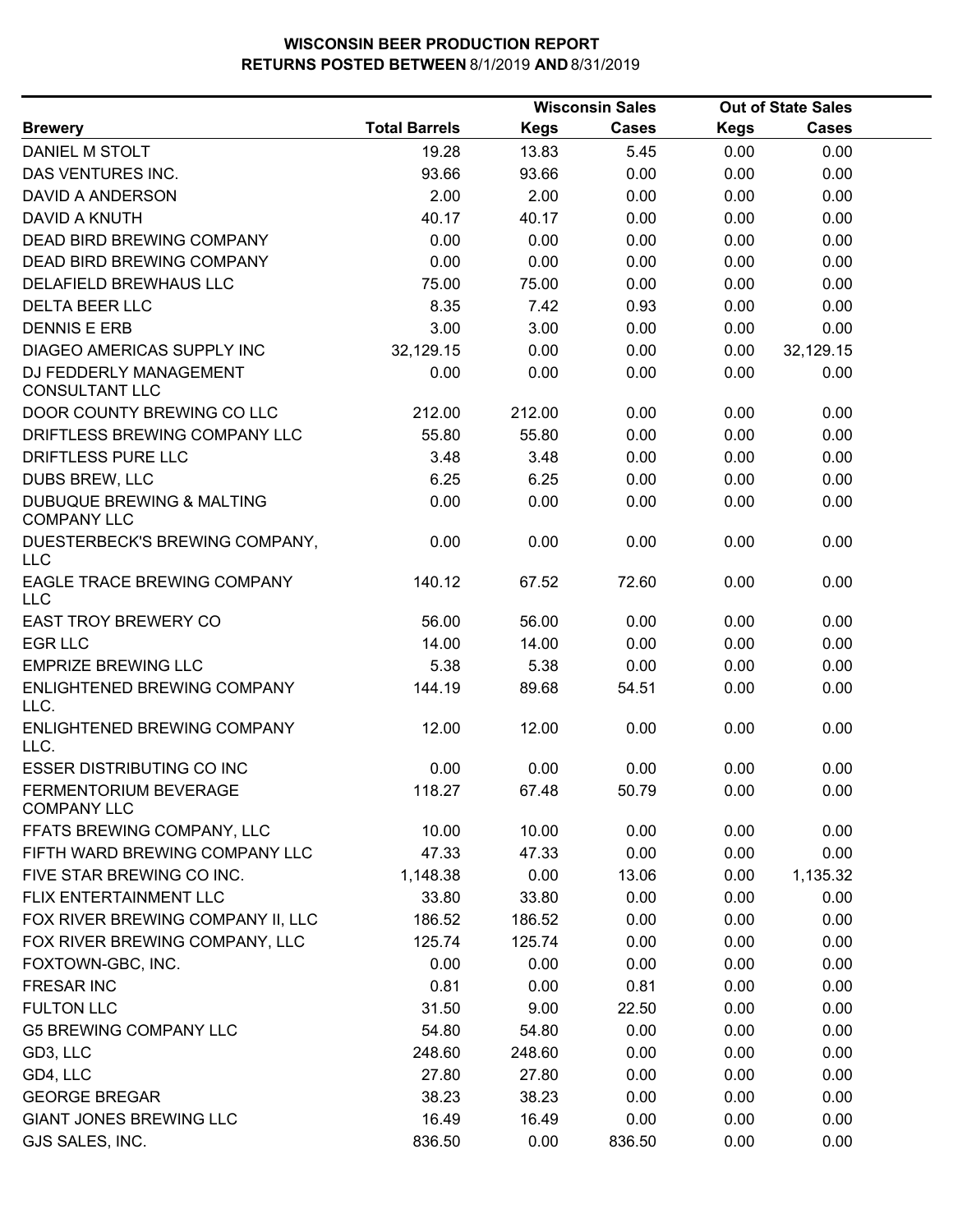**WISCONSIN BEER PRODUCTION REPORT**
**RETURNS POSTED BETWEEN 8/1/2019 AND 8/31/2019**

| Brewery | Total Barrels | Wisconsin Sales Kegs | Wisconsin Sales Cases | Out of State Sales Kegs | Out of State Sales Cases |
|---|---|---|---|---|---|
| DANIEL M STOLT | 19.28 | 13.83 | 5.45 | 0.00 | 0.00 |
| DAS VENTURES INC. | 93.66 | 93.66 | 0.00 | 0.00 | 0.00 |
| DAVID A ANDERSON | 2.00 | 2.00 | 0.00 | 0.00 | 0.00 |
| DAVID A KNUTH | 40.17 | 40.17 | 0.00 | 0.00 | 0.00 |
| DEAD BIRD BREWING COMPANY | 0.00 | 0.00 | 0.00 | 0.00 | 0.00 |
| DEAD BIRD BREWING COMPANY | 0.00 | 0.00 | 0.00 | 0.00 | 0.00 |
| DELAFIELD BREWHAUS LLC | 75.00 | 75.00 | 0.00 | 0.00 | 0.00 |
| DELTA BEER LLC | 8.35 | 7.42 | 0.93 | 0.00 | 0.00 |
| DENNIS E ERB | 3.00 | 3.00 | 0.00 | 0.00 | 0.00 |
| DIAGEO AMERICAS SUPPLY INC | 32,129.15 | 0.00 | 0.00 | 0.00 | 32,129.15 |
| DJ FEDDERLY MANAGEMENT CONSULTANT LLC | 0.00 | 0.00 | 0.00 | 0.00 | 0.00 |
| DOOR COUNTY BREWING CO LLC | 212.00 | 212.00 | 0.00 | 0.00 | 0.00 |
| DRIFTLESS BREWING COMPANY LLC | 55.80 | 55.80 | 0.00 | 0.00 | 0.00 |
| DRIFTLESS PURE LLC | 3.48 | 3.48 | 0.00 | 0.00 | 0.00 |
| DUBS BREW, LLC | 6.25 | 6.25 | 0.00 | 0.00 | 0.00 |
| DUBUQUE BREWING & MALTING COMPANY LLC | 0.00 | 0.00 | 0.00 | 0.00 | 0.00 |
| DUESTERBECK'S BREWING COMPANY, LLC | 0.00 | 0.00 | 0.00 | 0.00 | 0.00 |
| EAGLE TRACE BREWING COMPANY LLC | 140.12 | 67.52 | 72.60 | 0.00 | 0.00 |
| EAST TROY BREWERY CO | 56.00 | 56.00 | 0.00 | 0.00 | 0.00 |
| EGR LLC | 14.00 | 14.00 | 0.00 | 0.00 | 0.00 |
| EMPRIZE BREWING LLC | 5.38 | 5.38 | 0.00 | 0.00 | 0.00 |
| ENLIGHTENED BREWING COMPANY LLC. | 144.19 | 89.68 | 54.51 | 0.00 | 0.00 |
| ENLIGHTENED BREWING COMPANY LLC. | 12.00 | 12.00 | 0.00 | 0.00 | 0.00 |
| ESSER DISTRIBUTING CO INC | 0.00 | 0.00 | 0.00 | 0.00 | 0.00 |
| FERMENTORIUM BEVERAGE COMPANY LLC | 118.27 | 67.48 | 50.79 | 0.00 | 0.00 |
| FFATS BREWING COMPANY, LLC | 10.00 | 10.00 | 0.00 | 0.00 | 0.00 |
| FIFTH WARD BREWING COMPANY LLC | 47.33 | 47.33 | 0.00 | 0.00 | 0.00 |
| FIVE STAR BREWING CO INC. | 1,148.38 | 0.00 | 13.06 | 0.00 | 1,135.32 |
| FLIX ENTERTAINMENT LLC | 33.80 | 33.80 | 0.00 | 0.00 | 0.00 |
| FOX RIVER BREWING COMPANY II, LLC | 186.52 | 186.52 | 0.00 | 0.00 | 0.00 |
| FOX RIVER BREWING COMPANY, LLC | 125.74 | 125.74 | 0.00 | 0.00 | 0.00 |
| FOXTOWN-GBC, INC. | 0.00 | 0.00 | 0.00 | 0.00 | 0.00 |
| FRESAR INC | 0.81 | 0.00 | 0.81 | 0.00 | 0.00 |
| FULTON LLC | 31.50 | 9.00 | 22.50 | 0.00 | 0.00 |
| G5 BREWING COMPANY LLC | 54.80 | 54.80 | 0.00 | 0.00 | 0.00 |
| GD3, LLC | 248.60 | 248.60 | 0.00 | 0.00 | 0.00 |
| GD4, LLC | 27.80 | 27.80 | 0.00 | 0.00 | 0.00 |
| GEORGE BREGAR | 38.23 | 38.23 | 0.00 | 0.00 | 0.00 |
| GIANT JONES BREWING LLC | 16.49 | 16.49 | 0.00 | 0.00 | 0.00 |
| GJS SALES, INC. | 836.50 | 0.00 | 836.50 | 0.00 | 0.00 |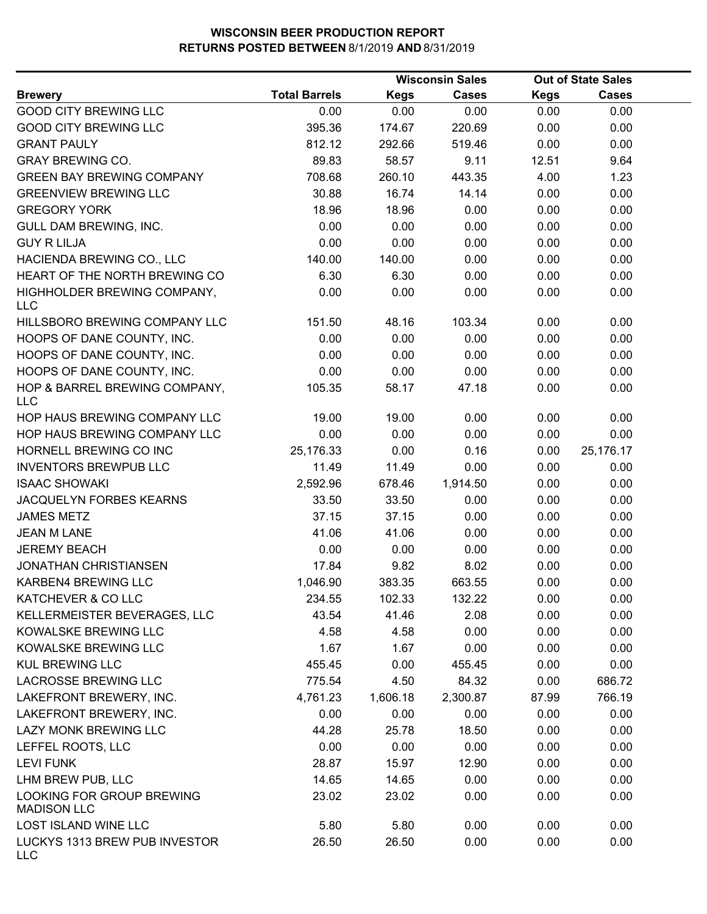**WISCONSIN BEER PRODUCTION REPORT**
**RETURNS POSTED BETWEEN 8/1/2019 AND 8/31/2019**

| Brewery | Total Barrels | Wisconsin Sales Kegs | Wisconsin Sales Cases | Out of State Sales Kegs | Out of State Sales Cases |
|---|---|---|---|---|---|
| GOOD CITY BREWING LLC | 0.00 | 0.00 | 0.00 | 0.00 | 0.00 |
| GOOD CITY BREWING LLC | 395.36 | 174.67 | 220.69 | 0.00 | 0.00 |
| GRANT PAULY | 812.12 | 292.66 | 519.46 | 0.00 | 0.00 |
| GRAY BREWING CO. | 89.83 | 58.57 | 9.11 | 12.51 | 9.64 |
| GREEN BAY BREWING COMPANY | 708.68 | 260.10 | 443.35 | 4.00 | 1.23 |
| GREENVIEW BREWING LLC | 30.88 | 16.74 | 14.14 | 0.00 | 0.00 |
| GREGORY YORK | 18.96 | 18.96 | 0.00 | 0.00 | 0.00 |
| GULL DAM BREWING, INC. | 0.00 | 0.00 | 0.00 | 0.00 | 0.00 |
| GUY R LILJA | 0.00 | 0.00 | 0.00 | 0.00 | 0.00 |
| HACIENDA BREWING CO., LLC | 140.00 | 140.00 | 0.00 | 0.00 | 0.00 |
| HEART OF THE NORTH BREWING CO | 6.30 | 6.30 | 0.00 | 0.00 | 0.00 |
| HIGHHOLDER BREWING COMPANY, LLC | 0.00 | 0.00 | 0.00 | 0.00 | 0.00 |
| HILLSBORO BREWING COMPANY LLC | 151.50 | 48.16 | 103.34 | 0.00 | 0.00 |
| HOOPS OF DANE COUNTY, INC. | 0.00 | 0.00 | 0.00 | 0.00 | 0.00 |
| HOOPS OF DANE COUNTY, INC. | 0.00 | 0.00 | 0.00 | 0.00 | 0.00 |
| HOOPS OF DANE COUNTY, INC. | 0.00 | 0.00 | 0.00 | 0.00 | 0.00 |
| HOP & BARREL BREWING COMPANY, LLC | 105.35 | 58.17 | 47.18 | 0.00 | 0.00 |
| HOP HAUS BREWING COMPANY LLC | 19.00 | 19.00 | 0.00 | 0.00 | 0.00 |
| HOP HAUS BREWING COMPANY LLC | 0.00 | 0.00 | 0.00 | 0.00 | 0.00 |
| HORNELL BREWING CO INC | 25,176.33 | 0.00 | 0.16 | 0.00 | 25,176.17 |
| INVENTORS BREWPUB LLC | 11.49 | 11.49 | 0.00 | 0.00 | 0.00 |
| ISAAC SHOWAKI | 2,592.96 | 678.46 | 1,914.50 | 0.00 | 0.00 |
| JACQUELYN FORBES KEARNS | 33.50 | 33.50 | 0.00 | 0.00 | 0.00 |
| JAMES METZ | 37.15 | 37.15 | 0.00 | 0.00 | 0.00 |
| JEAN M LANE | 41.06 | 41.06 | 0.00 | 0.00 | 0.00 |
| JEREMY BEACH | 0.00 | 0.00 | 0.00 | 0.00 | 0.00 |
| JONATHAN CHRISTIANSEN | 17.84 | 9.82 | 8.02 | 0.00 | 0.00 |
| KARBEN4 BREWING LLC | 1,046.90 | 383.35 | 663.55 | 0.00 | 0.00 |
| KATCHEVER & CO LLC | 234.55 | 102.33 | 132.22 | 0.00 | 0.00 |
| KELLERMEISTER BEVERAGES, LLC | 43.54 | 41.46 | 2.08 | 0.00 | 0.00 |
| KOWALSKE BREWING LLC | 4.58 | 4.58 | 0.00 | 0.00 | 0.00 |
| KOWALSKE BREWING LLC | 1.67 | 1.67 | 0.00 | 0.00 | 0.00 |
| KUL BREWING LLC | 455.45 | 0.00 | 455.45 | 0.00 | 0.00 |
| LACROSSE BREWING LLC | 775.54 | 4.50 | 84.32 | 0.00 | 686.72 |
| LAKEFRONT BREWERY, INC. | 4,761.23 | 1,606.18 | 2,300.87 | 87.99 | 766.19 |
| LAKEFRONT BREWERY, INC. | 0.00 | 0.00 | 0.00 | 0.00 | 0.00 |
| LAZY MONK BREWING LLC | 44.28 | 25.78 | 18.50 | 0.00 | 0.00 |
| LEFFEL ROOTS, LLC | 0.00 | 0.00 | 0.00 | 0.00 | 0.00 |
| LEVI FUNK | 28.87 | 15.97 | 12.90 | 0.00 | 0.00 |
| LHM BREW PUB, LLC | 14.65 | 14.65 | 0.00 | 0.00 | 0.00 |
| LOOKING FOR GROUP BREWING MADISON LLC | 23.02 | 23.02 | 0.00 | 0.00 | 0.00 |
| LOST ISLAND WINE LLC | 5.80 | 5.80 | 0.00 | 0.00 | 0.00 |
| LUCKYS 1313 BREW PUB INVESTOR LLC | 26.50 | 26.50 | 0.00 | 0.00 | 0.00 |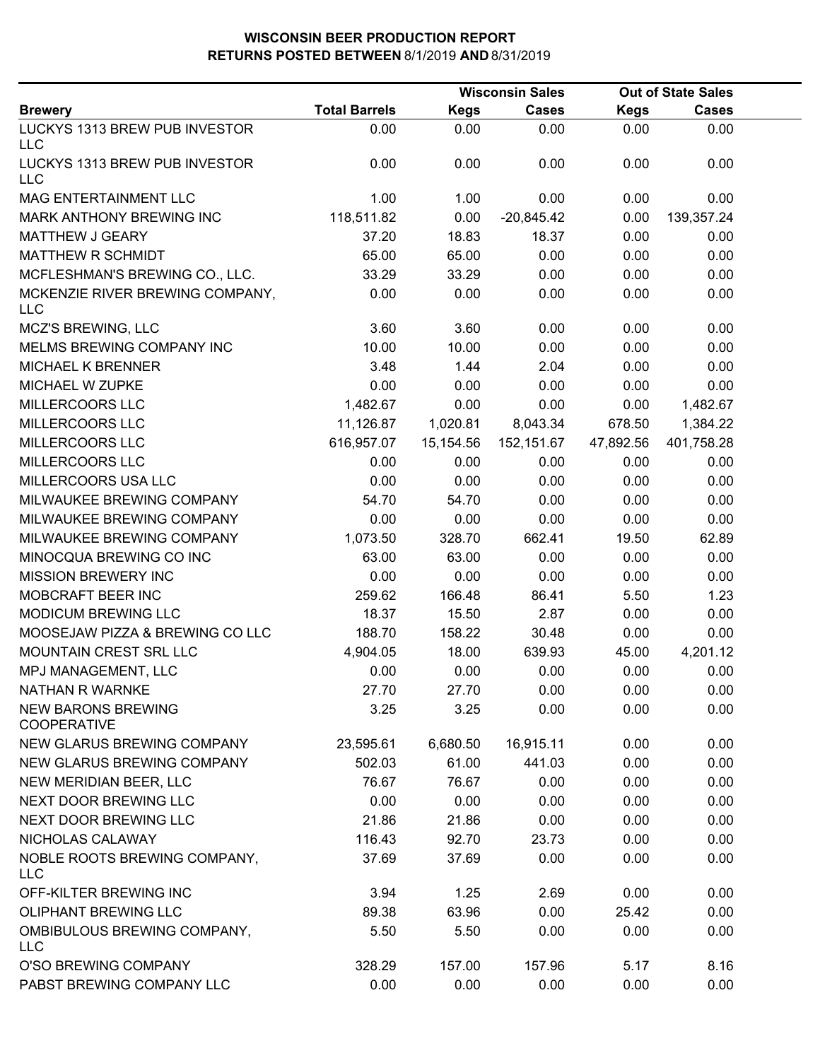# WISCONSIN BEER PRODUCTION REPORT
## RETURNS POSTED BETWEEN 8/1/2019 AND 8/31/2019

| | | Wisconsin Sales | | Out of State Sales | |
|---|---|---|---|---|---|
| **Brewery** | **Total Barrels** | **Kegs** | **Cases** | **Kegs** | **Cases** |
| LUCKYS 1313 BREW PUB INVESTOR LLC | 0.00 | 0.00 | 0.00 | 0.00 | 0.00 |
| LUCKYS 1313 BREW PUB INVESTOR LLC | 0.00 | 0.00 | 0.00 | 0.00 | 0.00 |
| MAG ENTERTAINMENT LLC | 1.00 | 1.00 | 0.00 | 0.00 | 0.00 |
| MARK ANTHONY BREWING INC | 118,511.82 | 0.00 | -20,845.42 | 0.00 | 139,357.24 |
| MATTHEW J GEARY | 37.20 | 18.83 | 18.37 | 0.00 | 0.00 |
| MATTHEW R SCHMIDT | 65.00 | 65.00 | 0.00 | 0.00 | 0.00 |
| MCFLESHMAN'S BREWING CO., LLC. | 33.29 | 33.29 | 0.00 | 0.00 | 0.00 |
| MCKENZIE RIVER BREWING COMPANY, LLC | 0.00 | 0.00 | 0.00 | 0.00 | 0.00 |
| MCZ'S BREWING, LLC | 3.60 | 3.60 | 0.00 | 0.00 | 0.00 |
| MELMS BREWING COMPANY INC | 10.00 | 10.00 | 0.00 | 0.00 | 0.00 |
| MICHAEL K BRENNER | 3.48 | 1.44 | 2.04 | 0.00 | 0.00 |
| MICHAEL W ZUPKE | 0.00 | 0.00 | 0.00 | 0.00 | 0.00 |
| MILLERCOORS LLC | 1,482.67 | 0.00 | 0.00 | 0.00 | 1,482.67 |
| MILLERCOORS LLC | 11,126.87 | 1,020.81 | 8,043.34 | 678.50 | 1,384.22 |
| MILLERCOORS LLC | 616,957.07 | 15,154.56 | 152,151.67 | 47,892.56 | 401,758.28 |
| MILLERCOORS LLC | 0.00 | 0.00 | 0.00 | 0.00 | 0.00 |
| MILLERCOORS USA LLC | 0.00 | 0.00 | 0.00 | 0.00 | 0.00 |
| MILWAUKEE BREWING COMPANY | 54.70 | 54.70 | 0.00 | 0.00 | 0.00 |
| MILWAUKEE BREWING COMPANY | 0.00 | 0.00 | 0.00 | 0.00 | 0.00 |
| MILWAUKEE BREWING COMPANY | 1,073.50 | 328.70 | 662.41 | 19.50 | 62.89 |
| MINOCQUA BREWING CO INC | 63.00 | 63.00 | 0.00 | 0.00 | 0.00 |
| MISSION BREWERY INC | 0.00 | 0.00 | 0.00 | 0.00 | 0.00 |
| MOBCRAFT BEER INC | 259.62 | 166.48 | 86.41 | 5.50 | 1.23 |
| MODICUM BREWING LLC | 18.37 | 15.50 | 2.87 | 0.00 | 0.00 |
| MOOSEJAW PIZZA & BREWING CO LLC | 188.70 | 158.22 | 30.48 | 0.00 | 0.00 |
| MOUNTAIN CREST SRL LLC | 4,904.05 | 18.00 | 639.93 | 45.00 | 4,201.12 |
| MPJ MANAGEMENT, LLC | 0.00 | 0.00 | 0.00 | 0.00 | 0.00 |
| NATHAN R WARNKE | 27.70 | 27.70 | 0.00 | 0.00 | 0.00 |
| NEW BARONS BREWING COOPERATIVE | 3.25 | 3.25 | 0.00 | 0.00 | 0.00 |
| NEW GLARUS BREWING COMPANY | 23,595.61 | 6,680.50 | 16,915.11 | 0.00 | 0.00 |
| NEW GLARUS BREWING COMPANY | 502.03 | 61.00 | 441.03 | 0.00 | 0.00 |
| NEW MERIDIAN BEER, LLC | 76.67 | 76.67 | 0.00 | 0.00 | 0.00 |
| NEXT DOOR BREWING LLC | 0.00 | 0.00 | 0.00 | 0.00 | 0.00 |
| NEXT DOOR BREWING LLC | 21.86 | 21.86 | 0.00 | 0.00 | 0.00 |
| NICHOLAS CALAWAY | 116.43 | 92.70 | 23.73 | 0.00 | 0.00 |
| NOBLE ROOTS BREWING COMPANY, LLC | 37.69 | 37.69 | 0.00 | 0.00 | 0.00 |
| OFF-KILTER BREWING INC | 3.94 | 1.25 | 2.69 | 0.00 | 0.00 |
| OLIPHANT BREWING LLC | 89.38 | 63.96 | 0.00 | 25.42 | 0.00 |
| OMBIBULOUS BREWING COMPANY, LLC | 5.50 | 5.50 | 0.00 | 0.00 | 0.00 |
| O'SO BREWING COMPANY | 328.29 | 157.00 | 157.96 | 5.17 | 8.16 |
| PABST BREWING COMPANY LLC | 0.00 | 0.00 | 0.00 | 0.00 | 0.00 |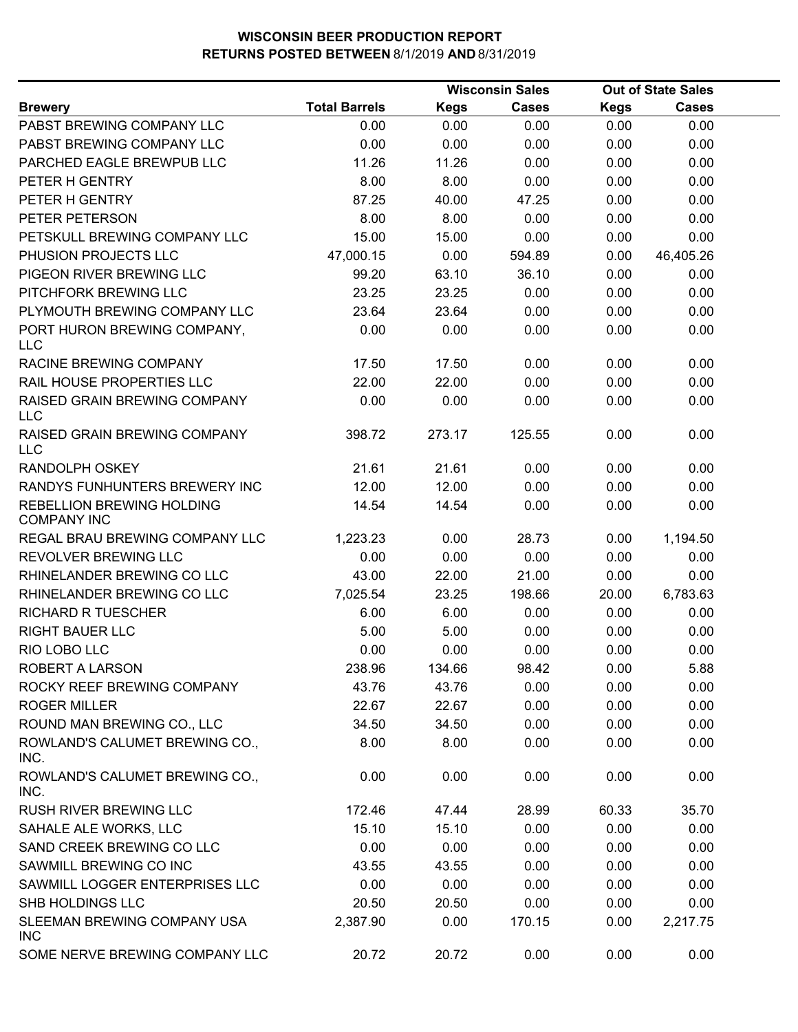**WISCONSIN BEER PRODUCTION REPORT**
**RETURNS POSTED BETWEEN 8/1/2019 AND 8/31/2019**

| Brewery | Total Barrels | Wisconsin Sales Kegs | Wisconsin Sales Cases | Out of State Sales Kegs | Out of State Sales Cases |
|---|---|---|---|---|---|
| PABST BREWING COMPANY LLC | 0.00 | 0.00 | 0.00 | 0.00 | 0.00 |
| PABST BREWING COMPANY LLC | 0.00 | 0.00 | 0.00 | 0.00 | 0.00 |
| PARCHED EAGLE BREWPUB LLC | 11.26 | 11.26 | 0.00 | 0.00 | 0.00 |
| PETER H GENTRY | 8.00 | 8.00 | 0.00 | 0.00 | 0.00 |
| PETER H GENTRY | 87.25 | 40.00 | 47.25 | 0.00 | 0.00 |
| PETER PETERSON | 8.00 | 8.00 | 0.00 | 0.00 | 0.00 |
| PETSKULL BREWING COMPANY LLC | 15.00 | 15.00 | 0.00 | 0.00 | 0.00 |
| PHUSION PROJECTS LLC | 47,000.15 | 0.00 | 594.89 | 0.00 | 46,405.26 |
| PIGEON RIVER BREWING LLC | 99.20 | 63.10 | 36.10 | 0.00 | 0.00 |
| PITCHFORK BREWING LLC | 23.25 | 23.25 | 0.00 | 0.00 | 0.00 |
| PLYMOUTH BREWING COMPANY LLC | 23.64 | 23.64 | 0.00 | 0.00 | 0.00 |
| PORT HURON BREWING COMPANY, LLC | 0.00 | 0.00 | 0.00 | 0.00 | 0.00 |
| RACINE BREWING COMPANY | 17.50 | 17.50 | 0.00 | 0.00 | 0.00 |
| RAIL HOUSE PROPERTIES LLC | 22.00 | 22.00 | 0.00 | 0.00 | 0.00 |
| RAISED GRAIN BREWING COMPANY LLC | 0.00 | 0.00 | 0.00 | 0.00 | 0.00 |
| RAISED GRAIN BREWING COMPANY LLC | 398.72 | 273.17 | 125.55 | 0.00 | 0.00 |
| RANDOLPH OSKEY | 21.61 | 21.61 | 0.00 | 0.00 | 0.00 |
| RANDYS FUNHUNTERS BREWERY INC | 12.00 | 12.00 | 0.00 | 0.00 | 0.00 |
| REBELLION BREWING HOLDING COMPANY INC | 14.54 | 14.54 | 0.00 | 0.00 | 0.00 |
| REGAL BRAU BREWING COMPANY LLC | 1,223.23 | 0.00 | 28.73 | 0.00 | 1,194.50 |
| REVOLVER BREWING LLC | 0.00 | 0.00 | 0.00 | 0.00 | 0.00 |
| RHINELANDER BREWING CO LLC | 43.00 | 22.00 | 21.00 | 0.00 | 0.00 |
| RHINELANDER BREWING CO LLC | 7,025.54 | 23.25 | 198.66 | 20.00 | 6,783.63 |
| RICHARD R TUESCHER | 6.00 | 6.00 | 0.00 | 0.00 | 0.00 |
| RIGHT BAUER LLC | 5.00 | 5.00 | 0.00 | 0.00 | 0.00 |
| RIO LOBO LLC | 0.00 | 0.00 | 0.00 | 0.00 | 0.00 |
| ROBERT A LARSON | 238.96 | 134.66 | 98.42 | 0.00 | 5.88 |
| ROCKY REEF BREWING COMPANY | 43.76 | 43.76 | 0.00 | 0.00 | 0.00 |
| ROGER MILLER | 22.67 | 22.67 | 0.00 | 0.00 | 0.00 |
| ROUND MAN BREWING CO., LLC | 34.50 | 34.50 | 0.00 | 0.00 | 0.00 |
| ROWLAND'S CALUMET BREWING CO., INC. | 8.00 | 8.00 | 0.00 | 0.00 | 0.00 |
| ROWLAND'S CALUMET BREWING CO., INC. | 0.00 | 0.00 | 0.00 | 0.00 | 0.00 |
| RUSH RIVER BREWING LLC | 172.46 | 47.44 | 28.99 | 60.33 | 35.70 |
| SAHALE ALE WORKS, LLC | 15.10 | 15.10 | 0.00 | 0.00 | 0.00 |
| SAND CREEK BREWING CO LLC | 0.00 | 0.00 | 0.00 | 0.00 | 0.00 |
| SAWMILL BREWING CO INC | 43.55 | 43.55 | 0.00 | 0.00 | 0.00 |
| SAWMILL LOGGER ENTERPRISES LLC | 0.00 | 0.00 | 0.00 | 0.00 | 0.00 |
| SHB HOLDINGS LLC | 20.50 | 20.50 | 0.00 | 0.00 | 0.00 |
| SLEEMAN BREWING COMPANY USA INC | 2,387.90 | 0.00 | 170.15 | 0.00 | 2,217.75 |
| SOME NERVE BREWING COMPANY LLC | 20.72 | 20.72 | 0.00 | 0.00 | 0.00 |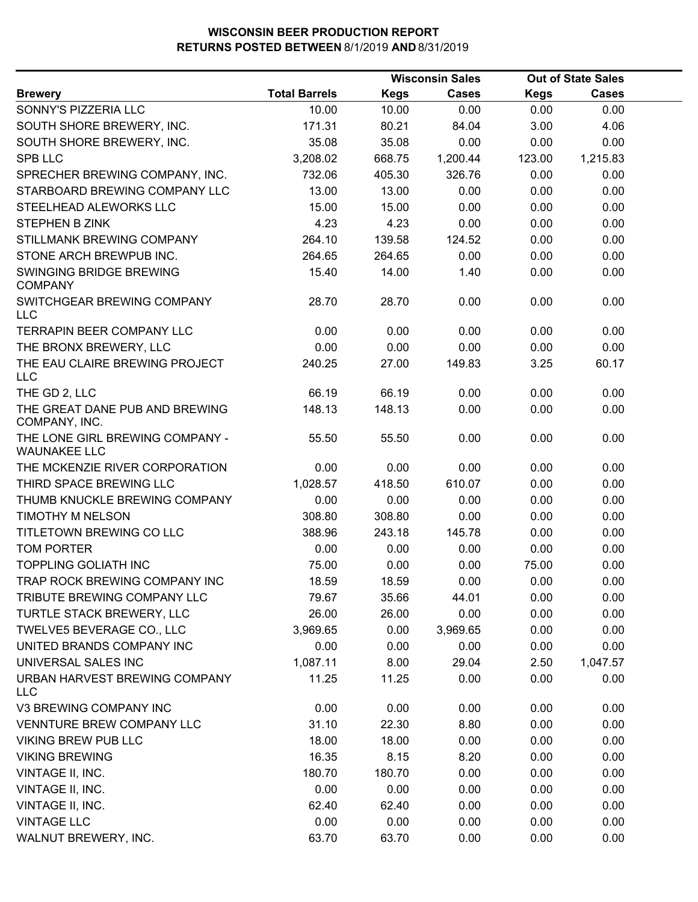**WISCONSIN BEER PRODUCTION REPORT**
**RETURNS POSTED BETWEEN 8/1/2019 AND 8/31/2019**

| Brewery | Total Barrels | Wisconsin Sales Kegs | Wisconsin Sales Cases | Out of State Sales Kegs | Out of State Sales Cases |
|---|---|---|---|---|---|
| SONNY'S PIZZERIA LLC | 10.00 | 10.00 | 0.00 | 0.00 | 0.00 |
| SOUTH SHORE BREWERY, INC. | 171.31 | 80.21 | 84.04 | 3.00 | 4.06 |
| SOUTH SHORE BREWERY, INC. | 35.08 | 35.08 | 0.00 | 0.00 | 0.00 |
| SPB LLC | 3,208.02 | 668.75 | 1,200.44 | 123.00 | 1,215.83 |
| SPRECHER BREWING COMPANY, INC. | 732.06 | 405.30 | 326.76 | 0.00 | 0.00 |
| STARBOARD BREWING COMPANY LLC | 13.00 | 13.00 | 0.00 | 0.00 | 0.00 |
| STEELHEAD ALEWORKS LLC | 15.00 | 15.00 | 0.00 | 0.00 | 0.00 |
| STEPHEN B ZINK | 4.23 | 4.23 | 0.00 | 0.00 | 0.00 |
| STILLMANK BREWING COMPANY | 264.10 | 139.58 | 124.52 | 0.00 | 0.00 |
| STONE ARCH BREWPUB INC. | 264.65 | 264.65 | 0.00 | 0.00 | 0.00 |
| SWINGING BRIDGE BREWING COMPANY | 15.40 | 14.00 | 1.40 | 0.00 | 0.00 |
| SWITCHGEAR BREWING COMPANY LLC | 28.70 | 28.70 | 0.00 | 0.00 | 0.00 |
| TERRAPIN BEER COMPANY LLC | 0.00 | 0.00 | 0.00 | 0.00 | 0.00 |
| THE BRONX BREWERY, LLC | 0.00 | 0.00 | 0.00 | 0.00 | 0.00 |
| THE EAU CLAIRE BREWING PROJECT LLC | 240.25 | 27.00 | 149.83 | 3.25 | 60.17 |
| THE GD 2, LLC | 66.19 | 66.19 | 0.00 | 0.00 | 0.00 |
| THE GREAT DANE PUB AND BREWING COMPANY, INC. | 148.13 | 148.13 | 0.00 | 0.00 | 0.00 |
| THE LONE GIRL BREWING COMPANY - WAUNAKEE LLC | 55.50 | 55.50 | 0.00 | 0.00 | 0.00 |
| THE MCKENZIE RIVER CORPORATION | 0.00 | 0.00 | 0.00 | 0.00 | 0.00 |
| THIRD SPACE BREWING LLC | 1,028.57 | 418.50 | 610.07 | 0.00 | 0.00 |
| THUMB KNUCKLE BREWING COMPANY | 0.00 | 0.00 | 0.00 | 0.00 | 0.00 |
| TIMOTHY M NELSON | 308.80 | 308.80 | 0.00 | 0.00 | 0.00 |
| TITLETOWN BREWING CO LLC | 388.96 | 243.18 | 145.78 | 0.00 | 0.00 |
| TOM PORTER | 0.00 | 0.00 | 0.00 | 0.00 | 0.00 |
| TOPPLING GOLIATH INC | 75.00 | 0.00 | 0.00 | 75.00 | 0.00 |
| TRAP ROCK BREWING COMPANY INC | 18.59 | 18.59 | 0.00 | 0.00 | 0.00 |
| TRIBUTE BREWING COMPANY LLC | 79.67 | 35.66 | 44.01 | 0.00 | 0.00 |
| TURTLE STACK BREWERY, LLC | 26.00 | 26.00 | 0.00 | 0.00 | 0.00 |
| TWELVE5 BEVERAGE CO., LLC | 3,969.65 | 0.00 | 3,969.65 | 0.00 | 0.00 |
| UNITED BRANDS COMPANY INC | 0.00 | 0.00 | 0.00 | 0.00 | 0.00 |
| UNIVERSAL SALES INC | 1,087.11 | 8.00 | 29.04 | 2.50 | 1,047.57 |
| URBAN HARVEST BREWING COMPANY LLC | 11.25 | 11.25 | 0.00 | 0.00 | 0.00 |
| V3 BREWING COMPANY INC | 0.00 | 0.00 | 0.00 | 0.00 | 0.00 |
| VENNTURE BREW COMPANY LLC | 31.10 | 22.30 | 8.80 | 0.00 | 0.00 |
| VIKING BREW PUB LLC | 18.00 | 18.00 | 0.00 | 0.00 | 0.00 |
| VIKING BREWING | 16.35 | 8.15 | 8.20 | 0.00 | 0.00 |
| VINTAGE II, INC. | 180.70 | 180.70 | 0.00 | 0.00 | 0.00 |
| VINTAGE II, INC. | 0.00 | 0.00 | 0.00 | 0.00 | 0.00 |
| VINTAGE II, INC. | 62.40 | 62.40 | 0.00 | 0.00 | 0.00 |
| VINTAGE LLC | 0.00 | 0.00 | 0.00 | 0.00 | 0.00 |
| WALNUT BREWERY, INC. | 63.70 | 63.70 | 0.00 | 0.00 | 0.00 |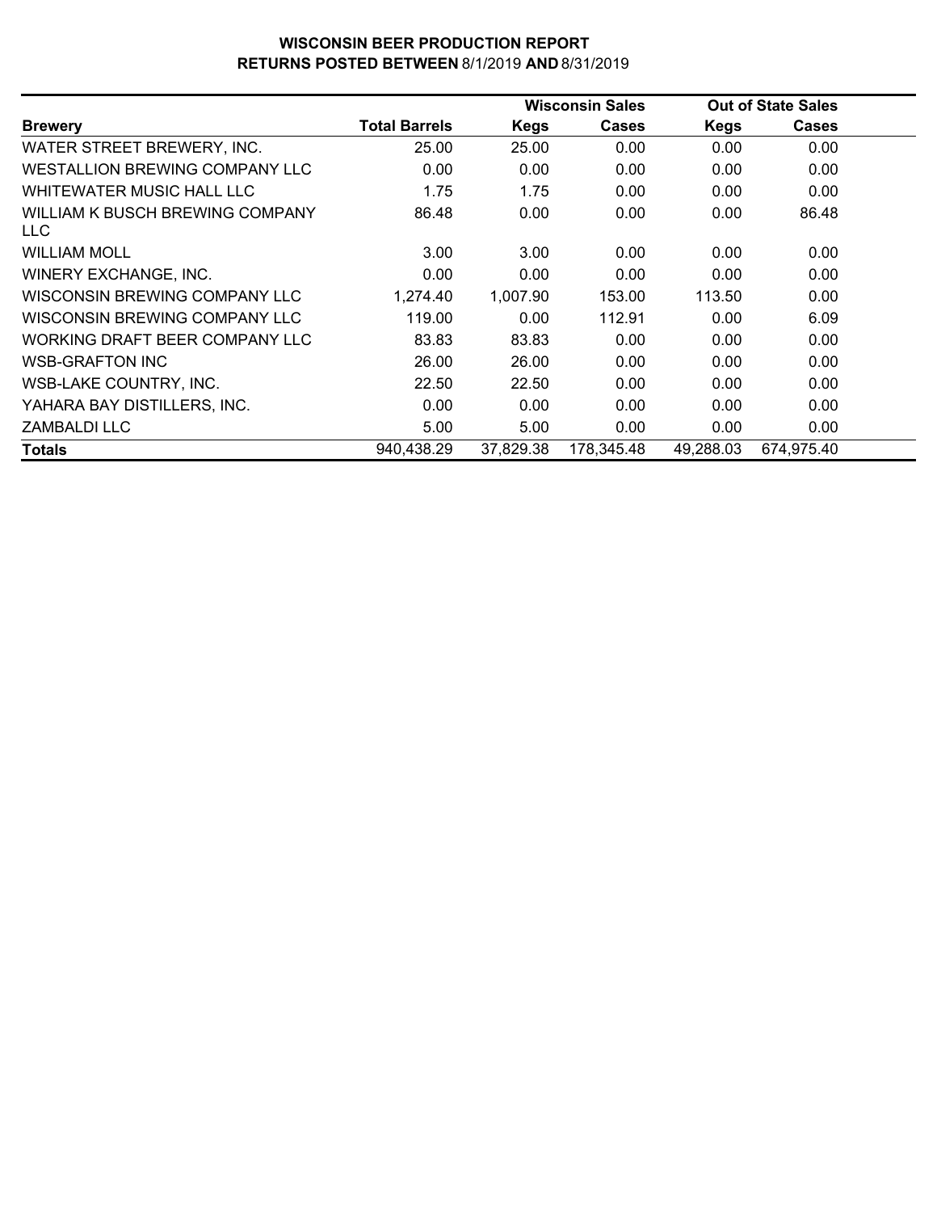**WISCONSIN BEER PRODUCTION REPORT**
**RETURNS POSTED BETWEEN 8/1/2019 AND 8/31/2019**

| | | Wisconsin Sales | | Out of State Sales | |
|---|---|---|---|---|---|
| **Brewery** | **Total Barrels** | **Kegs** | **Cases** | **Kegs** | **Cases** |
| WATER STREET BREWERY, INC. | 25.00 | 25.00 | 0.00 | 0.00 | 0.00 |
| WESTALLION BREWING COMPANY LLC | 0.00 | 0.00 | 0.00 | 0.00 | 0.00 |
| WHITEWATER MUSIC HALL LLC | 1.75 | 1.75 | 0.00 | 0.00 | 0.00 |
| WILLIAM K BUSCH BREWING COMPANY LLC | 86.48 | 0.00 | 0.00 | 0.00 | 86.48 |
| WILLIAM MOLL | 3.00 | 3.00 | 0.00 | 0.00 | 0.00 |
| WINERY EXCHANGE, INC. | 0.00 | 0.00 | 0.00 | 0.00 | 0.00 |
| WISCONSIN BREWING COMPANY LLC | 1,274.40 | 1,007.90 | 153.00 | 113.50 | 0.00 |
| WISCONSIN BREWING COMPANY LLC | 119.00 | 0.00 | 112.91 | 0.00 | 6.09 |
| WORKING DRAFT BEER COMPANY LLC | 83.83 | 83.83 | 0.00 | 0.00 | 0.00 |
| WSB-GRAFTON INC | 26.00 | 26.00 | 0.00 | 0.00 | 0.00 |
| WSB-LAKE COUNTRY, INC. | 22.50 | 22.50 | 0.00 | 0.00 | 0.00 |
| YAHARA BAY DISTILLERS, INC. | 0.00 | 0.00 | 0.00 | 0.00 | 0.00 |
| ZAMBALDI LLC | 5.00 | 5.00 | 0.00 | 0.00 | 0.00 |
| **Totals** | 940,438.29 | 37,829.38 | 178,345.48 | 49,288.03 | 674,975.40 |